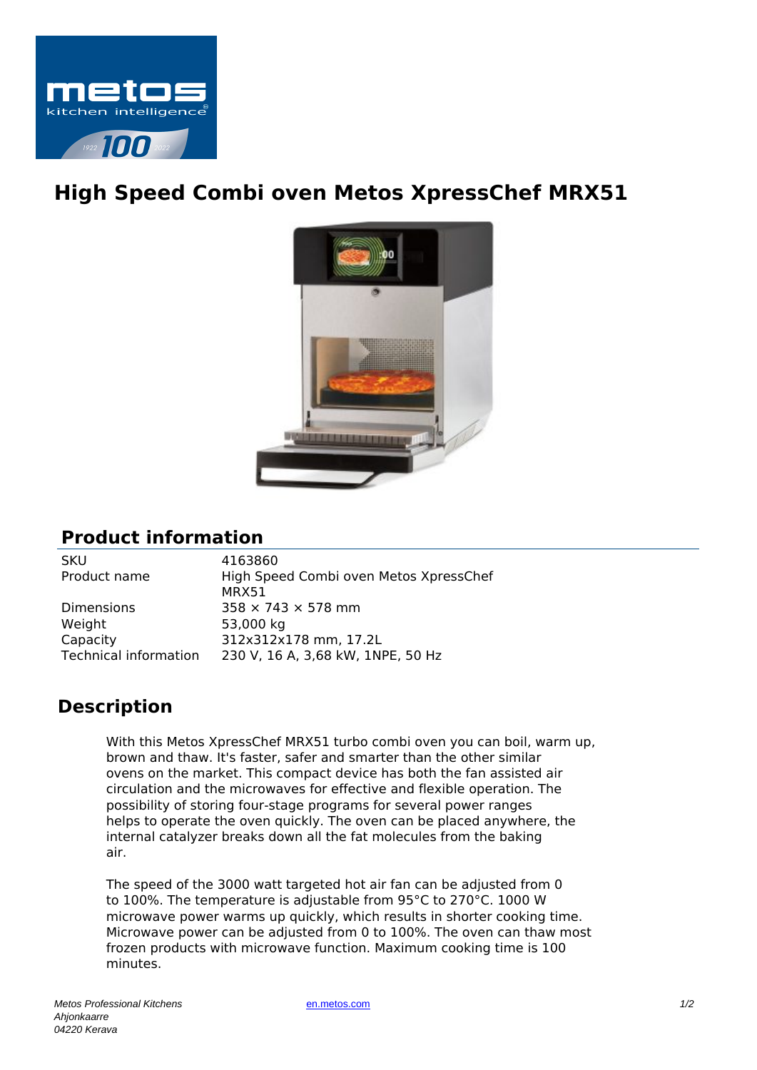# High Speed Combi oven Metos XpressChef MRX51

## Product information

| | |
|---|---|
| SKU | 4163860 |
| Product name | High Speed Combi oven Metos XpressChef MRX51 |
| Dimensions | 358 × 743 × 578 mm |
| Weight | 53,000 kg |
| Capacity | 312x312x178 mm, 17.2L |
| Technical information | 230 V, 16 A, 3,68 kW, 1NPE, 50 Hz |

## Description

With this Metos XpressChef MRX51 turbo combi oven you can boil, warm up, brown and thaw. It's faster, safer and smarter than the other similar ovens on the market. This compact device has both the fan assisted air circulation and the microwaves for effective and flexible operation. The possibility of storing four-stage programs for several power ranges helps to operate the oven quickly. The oven can be placed anywhere, the internal catalyzer breaks down all the fat molecules from the baking air.

The speed of the 3000 watt targeted hot air fan can be adjusted from 0 to 100%. The temperature is adjustable from 95°C to 270°C. 1000 W microwave power warms up quickly, which results in shorter cooking time. Microwave power can be adjusted from 0 to 100%. The oven can thaw most frozen products with microwave function. Maximum cooking time is 100 minutes.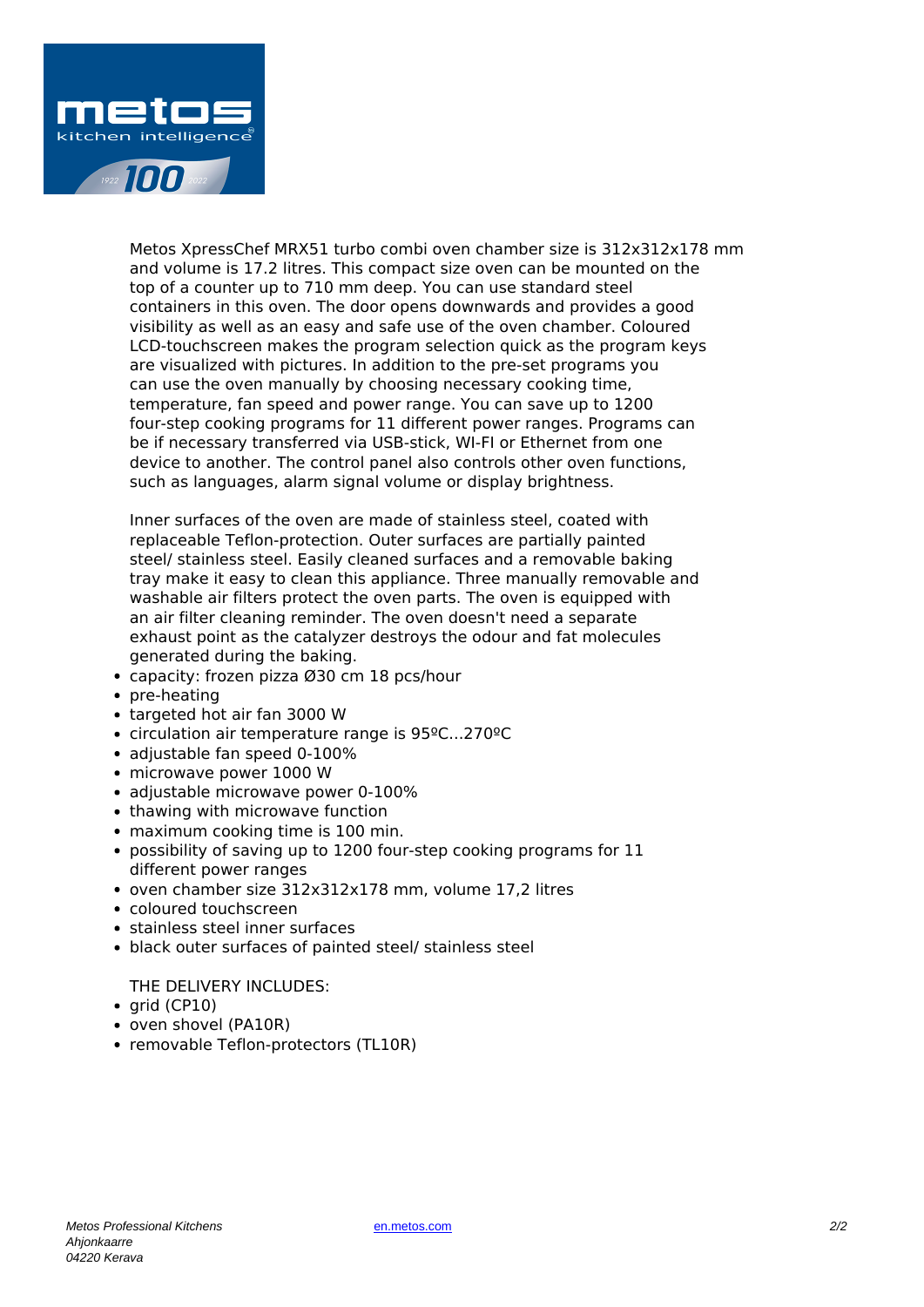Metos XpressChef MRX51 turbo combi oven chamber size is 312x312x178 mm and volume is 17.2 litres. This compact size oven can be mounted on the top of a counter up to 710 mm deep. You can use standard steel containers in this oven. The door opens downwards and provides a good visibility as well as an easy and safe use of the oven chamber. Coloured LCD-touchscreen makes the program selection quick as the program keys are visualized with pictures. In addition to the pre-set programs you can use the oven manually by choosing necessary cooking time, temperature, fan speed and power range. You can save up to 1200 four-step cooking programs for 11 different power ranges. Programs can be if necessary transferred via USB-stick, WI-FI or Ethernet from one device to another. The control panel also controls other oven functions, such as languages, alarm signal volume or display brightness.

Inner surfaces of the oven are made of stainless steel, coated with replaceable Teflon-protection. Outer surfaces are partially painted steel/ stainless steel. Easily cleaned surfaces and a removable baking tray make it easy to clean this appliance. Three manually removable and washable air filters protect the oven parts. The oven is equipped with an air filter cleaning reminder. The oven doesn't need a separate exhaust point as the catalyzer destroys the odour and fat molecules generated during the baking.

- capacity: frozen pizza Ø30 cm 18 pcs/hour
- pre-heating
- targeted hot air fan 3000 W
- circulation air temperature range is 95ºC...270ºC
- adjustable fan speed 0-100%
- microwave power 1000 W
- adjustable microwave power 0-100%
- thawing with microwave function
- maximum cooking time is 100 min.
- possibility of saving up to 1200 four-step cooking programs for 11 different power ranges
- oven chamber size 312x312x178 mm, volume 17,2 litres
- coloured touchscreen
- stainless steel inner surfaces
- black outer surfaces of painted steel/ stainless steel

THE DELIVERY INCLUDES:

- grid (CP10)
- oven shovel (PA10R)
- removable Teflon-protectors (TL10R)